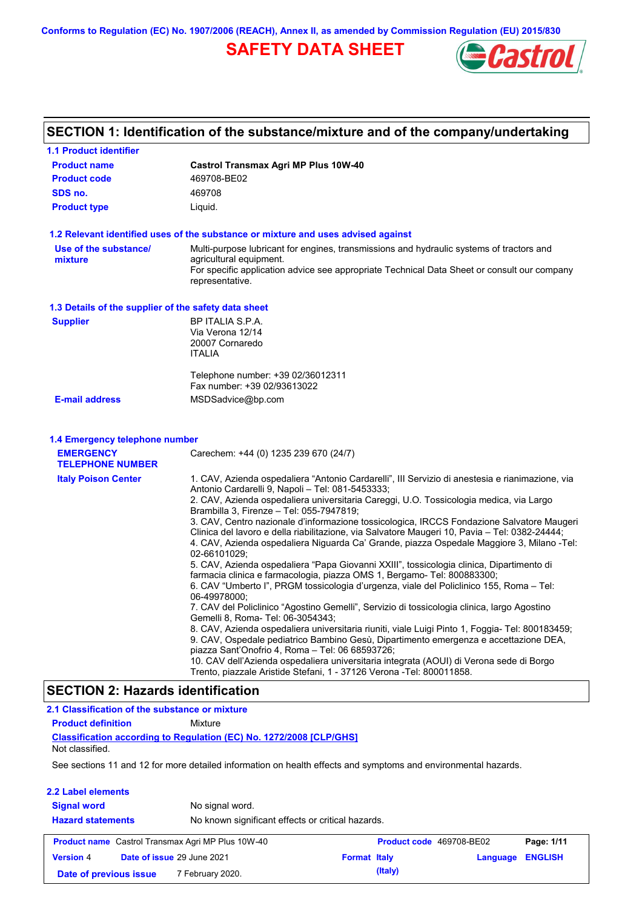Conforms to Regulation (EC) No. 1907/2006 (REACH), Annex II, as amended by Commission Regulation (EU) 2015/830

# SAFETY DATA SHEET

## SECTION 1: Identification of the substance/mixture and of the company/undertaking

### 1.1 Product identifier

| | |
|---|---|
| **Product name** | **Castrol Transmax Agri MP Plus 10W-40** |
| **Product code** | 469708-BE02 |
| **SDS no.** | 469708 |
| **Product type** | Liquid. |

### 1.2 Relevant identified uses of the substance or mixture and uses advised against

**Use of the substance/ mixture**: Multi-purpose lubricant for engines, transmissions and hydraulic systems of tractors and agricultural equipment.
For specific application advice see appropriate Technical Data Sheet or consult our company representative.

### 1.3 Details of the supplier of the safety data sheet

**Supplier**
BP ITALIA S.P.A.
Via Verona 12/14
20007 Cornaredo
ITALIA

Telephone number: +39 02/36012311
Fax number: +39 02/93613022

**E-mail address**: MSDSadvice@bp.com

### 1.4 Emergency telephone number

**EMERGENCY TELEPHONE NUMBER**: Carechem: +44 (0) 1235 239 670 (24/7)

**Italy Poison Center**

1. CAV, Azienda ospedaliera “Antonio Cardarelli”, III Servizio di anestesia e rianimazione, via Antonio Cardarelli 9, Napoli – Tel: 081-5453333;
2. CAV, Azienda ospedaliera universitaria Careggi, U.O. Tossicologia medica, via Largo Brambilla 3, Firenze – Tel: 055-7947819;
3. CAV, Centro nazionale d’informazione tossicologica, IRCCS Fondazione Salvatore Maugeri Clinica del lavoro e della riabilitazione, via Salvatore Maugeri 10, Pavia – Tel: 0382-24444;
4. CAV, Azienda ospedaliera Niguarda Ca’ Grande, piazza Ospedale Maggiore 3, Milano -Tel: 02-66101029;
5. CAV, Azienda ospedaliera “Papa Giovanni XXIII”, tossicologia clinica, Dipartimento di farmacia clinica e farmacologia, piazza OMS 1, Bergamo- Tel: 800883300;
6. CAV “Umberto I”, PRGM tossicologia d’urgenza, viale del Policlinico 155, Roma – Tel: 06-49978000;
7. CAV del Policlinico “Agostino Gemelli”, Servizio di tossicologia clinica, largo Agostino Gemelli 8, Roma- Tel: 06-3054343;
8. CAV, Azienda ospedaliera universitaria riuniti, viale Luigi Pinto 1, Foggia- Tel: 800183459;
9. CAV, Ospedale pediatrico Bambino Gesù, Dipartimento emergenza e accettazione DEA, piazza Sant’Onofrio 4, Roma – Tel: 06 68593726;
10. CAV dell’Azienda ospedaliera universitaria integrata (AOUI) di Verona sede di Borgo Trento, piazzale Aristide Stefani, 1 - 37126 Verona -Tel: 800011858.

## SECTION 2: Hazards identification

### 2.1 Classification of the substance or mixture

**Product definition**: Mixture

**Classification according to Regulation (EC) No. 1272/2008 [CLP/GHS]**
Not classified.

See sections 11 and 12 for more detailed information on health effects and symptoms and environmental hazards.

### 2.2 Label elements

| | |
|---|---|
| **Signal word** | No signal word. |
| **Hazard statements** | No known significant effects or critical hazards. |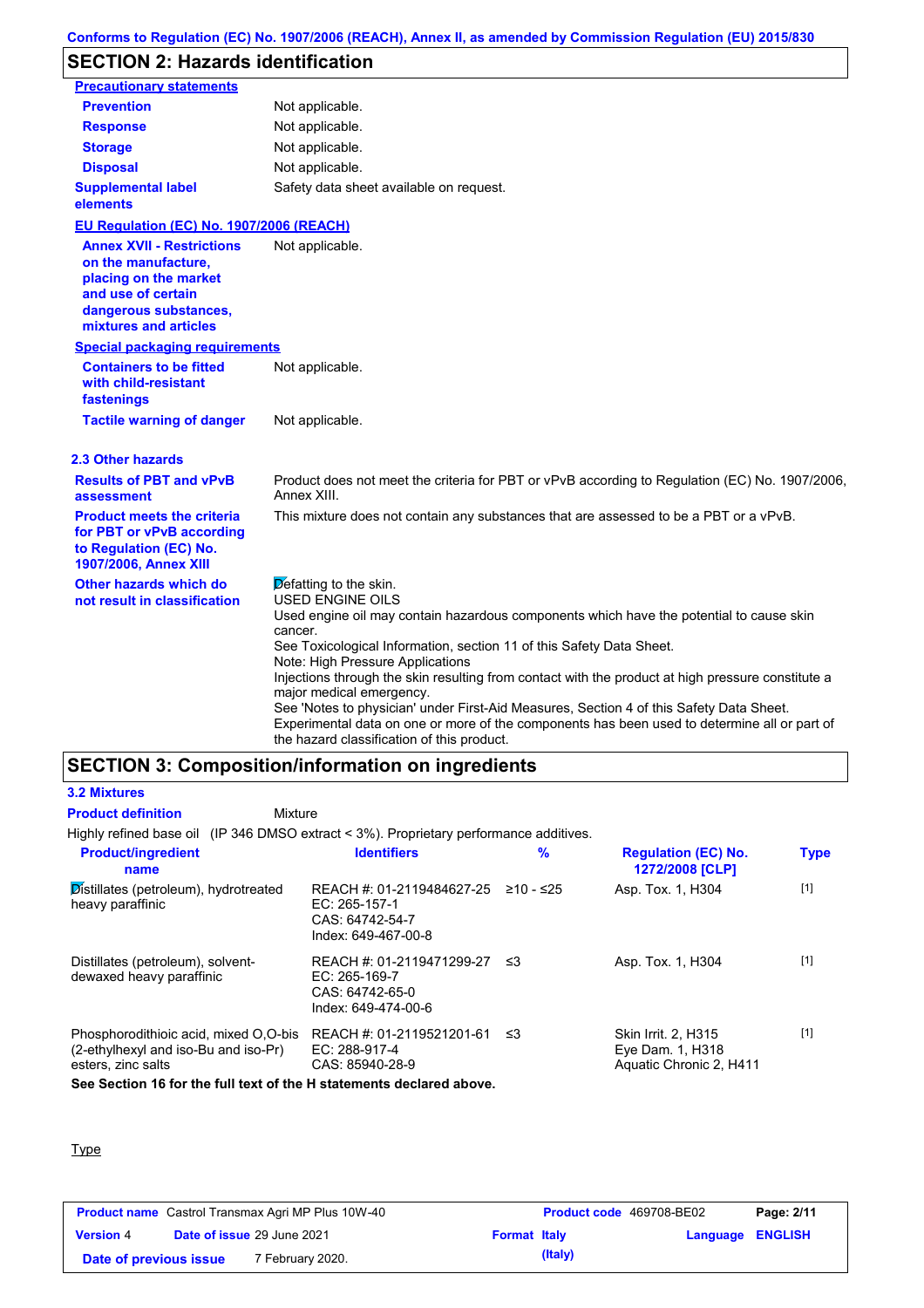## SECTION 2: Hazards identification

**Precautionary statements**

| | |
|---|---|
| **Prevention** | Not applicable. |
| **Response** | Not applicable. |
| **Storage** | Not applicable. |
| **Disposal** | Not applicable. |
| **Supplemental label elements** | Safety data sheet available on request. |

**EU Regulation (EC) No. 1907/2006 (REACH)**

| | |
|---|---|
| **Annex XVII - Restrictions on the manufacture, placing on the market and use of certain dangerous substances, mixtures and articles** | Not applicable. |

**Special packaging requirements**

| | |
|---|---|
| **Containers to be fitted with child-resistant fastenings** | Not applicable. |
| **Tactile warning of danger** | Not applicable. |

### 2.3 Other hazards

| | |
|---|---|
| **Results of PBT and vPvB assessment** | Product does not meet the criteria for PBT or vPvB according to Regulation (EC) No. 1907/2006, Annex XIII. |
| **Product meets the criteria for PBT or vPvB according to Regulation (EC) No. 1907/2006, Annex XIII** | This mixture does not contain any substances that are assessed to be a PBT or a vPvB. |
| **Other hazards which do not result in classification** | Defatting to the skin.<br>USED ENGINE OILS<br>Used engine oil may contain hazardous components which have the potential to cause skin cancer.<br>See Toxicological Information, section 11 of this Safety Data Sheet.<br>Note: High Pressure Applications<br>Injections through the skin resulting from contact with the product at high pressure constitute a major medical emergency.<br>See 'Notes to physician' under First-Aid Measures, Section 4 of this Safety Data Sheet.<br>Experimental data on one or more of the components has been used to determine all or part of the hazard classification of this product. |

## SECTION 3: Composition/information on ingredients

### 3.2 Mixtures

**Product definition** Mixture

Highly refined base oil (IP 346 DMSO extract < 3%). Proprietary performance additives.

| Product/ingredient name | Identifiers | % | Regulation (EC) No. 1272/2008 [CLP] | Type |
|---|---|---|---|---|
| Distillates (petroleum), hydrotreated heavy paraffinic | REACH #: 01-2119484627-25<br>EC: 265-157-1<br>CAS: 64742-54-7<br>Index: 649-467-00-8 | ≥10 - ≤25 | Asp. Tox. 1, H304 | [1] |
| Distillates (petroleum), solvent-dewaxed heavy paraffinic | REACH #: 01-2119471299-27<br>EC: 265-169-7<br>CAS: 64742-65-0<br>Index: 649-474-00-6 | ≤3 | Asp. Tox. 1, H304 | [1] |
| Phosphorodithioic acid, mixed O,O-bis (2-ethylhexyl and iso-Bu and iso-Pr) esters, zinc salts | REACH #: 01-2119521201-61<br>EC: 288-917-4<br>CAS: 85940-28-9 | ≤3 | Skin Irrit. 2, H315<br>Eye Dam. 1, H318<br>Aquatic Chronic 2, H411 | [1] |

**See Section 16 for the full text of the H statements declared above.**

Type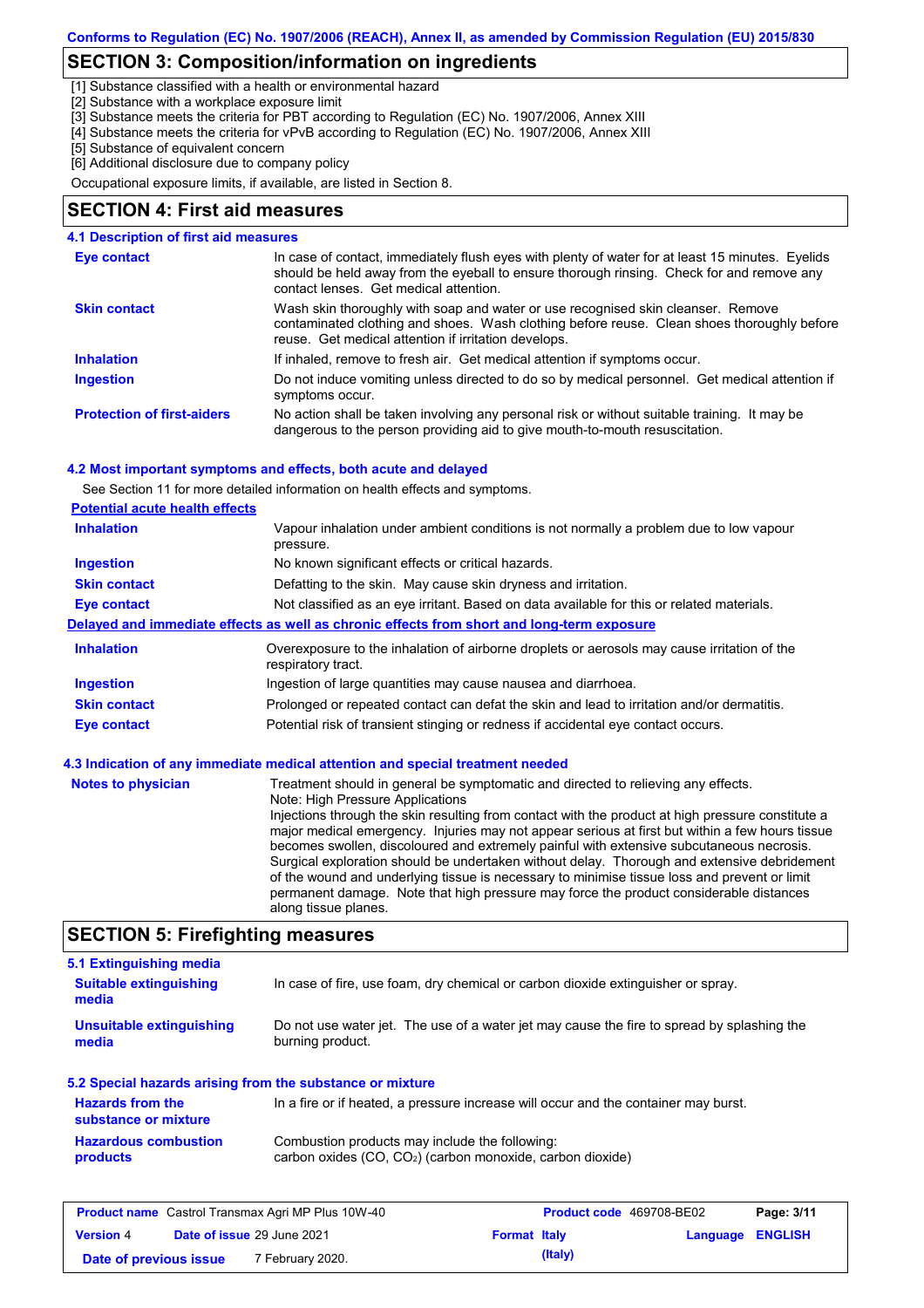## SECTION 3: Composition/information on ingredients

[1] Substance classified with a health or environmental hazard
[2] Substance with a workplace exposure limit
[3] Substance meets the criteria for PBT according to Regulation (EC) No. 1907/2006, Annex XIII
[4] Substance meets the criteria for vPvB according to Regulation (EC) No. 1907/2006, Annex XIII
[5] Substance of equivalent concern
[6] Additional disclosure due to company policy

Occupational exposure limits, if available, are listed in Section 8.

## SECTION 4: First aid measures

### 4.1 Description of first aid measures

| | |
|---|---|
| **Eye contact** | In case of contact, immediately flush eyes with plenty of water for at least 15 minutes. Eyelids should be held away from the eyeball to ensure thorough rinsing. Check for and remove any contact lenses. Get medical attention. |
| **Skin contact** | Wash skin thoroughly with soap and water or use recognised skin cleanser. Remove contaminated clothing and shoes. Wash clothing before reuse. Clean shoes thoroughly before reuse. Get medical attention if irritation develops. |
| **Inhalation** | If inhaled, remove to fresh air. Get medical attention if symptoms occur. |
| **Ingestion** | Do not induce vomiting unless directed to do so by medical personnel. Get medical attention if symptoms occur. |
| **Protection of first-aiders** | No action shall be taken involving any personal risk or without suitable training. It may be dangerous to the person providing aid to give mouth-to-mouth resuscitation. |

### 4.2 Most important symptoms and effects, both acute and delayed

See Section 11 for more detailed information on health effects and symptoms.

**Potential acute health effects**

| | |
|---|---|
| **Inhalation** | Vapour inhalation under ambient conditions is not normally a problem due to low vapour pressure. |
| **Ingestion** | No known significant effects or critical hazards. |
| **Skin contact** | Defatting to the skin. May cause skin dryness and irritation. |
| **Eye contact** | Not classified as an eye irritant. Based on data available for this or related materials. |

**Delayed and immediate effects as well as chronic effects from short and long-term exposure**

| | |
|---|---|
| **Inhalation** | Overexposure to the inhalation of airborne droplets or aerosols may cause irritation of the respiratory tract. |
| **Ingestion** | Ingestion of large quantities may cause nausea and diarrhoea. |
| **Skin contact** | Prolonged or repeated contact can defat the skin and lead to irritation and/or dermatitis. |
| **Eye contact** | Potential risk of transient stinging or redness if accidental eye contact occurs. |

### 4.3 Indication of any immediate medical attention and special treatment needed

**Notes to physician**

Treatment should in general be symptomatic and directed to relieving any effects.
Note: High Pressure Applications
Injections through the skin resulting from contact with the product at high pressure constitute a major medical emergency. Injuries may not appear serious at first but within a few hours tissue becomes swollen, discoloured and extremely painful with extensive subcutaneous necrosis. Surgical exploration should be undertaken without delay. Thorough and extensive debridement of the wound and underlying tissue is necessary to minimise tissue loss and prevent or limit permanent damage. Note that high pressure may force the product considerable distances along tissue planes.

## SECTION 5: Firefighting measures

### 5.1 Extinguishing media

| | |
|---|---|
| **Suitable extinguishing media** | In case of fire, use foam, dry chemical or carbon dioxide extinguisher or spray. |
| **Unsuitable extinguishing media** | Do not use water jet. The use of a water jet may cause the fire to spread by splashing the burning product. |

### 5.2 Special hazards arising from the substance or mixture

| | |
|---|---|
| **Hazards from the substance or mixture** | In a fire or if heated, a pressure increase will occur and the container may burst. |
| **Hazardous combustion products** | Combustion products may include the following: carbon oxides (CO, $CO_2$) (carbon monoxide, carbon dioxide) |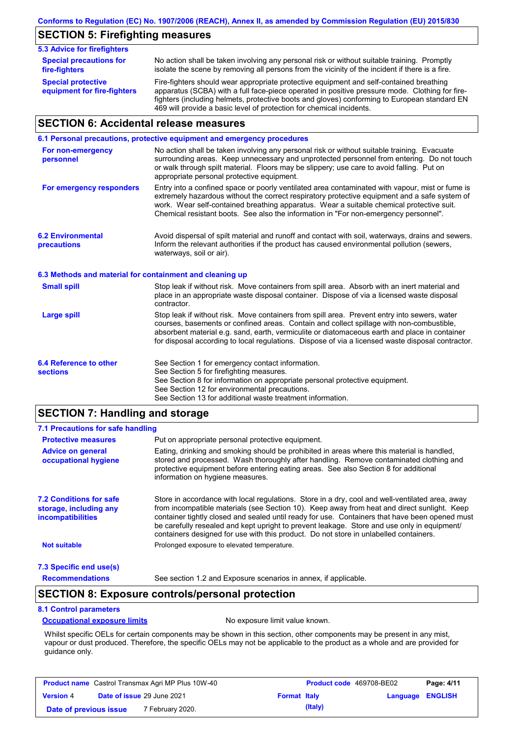## SECTION 5: Firefighting measures

### 5.3 Advice for firefighters

**Special precautions for fire-fighters**

No action shall be taken involving any personal risk or without suitable training. Promptly isolate the scene by removing all persons from the vicinity of the incident if there is a fire.

**Special protective equipment for fire-fighters**

Fire-fighters should wear appropriate protective equipment and self-contained breathing apparatus (SCBA) with a full face-piece operated in positive pressure mode. Clothing for fire-fighters (including helmets, protective boots and gloves) conforming to European standard EN 469 will provide a basic level of protection for chemical incidents.

## SECTION 6: Accidental release measures

### 6.1 Personal precautions, protective equipment and emergency procedures

**For non-emergency personnel**

No action shall be taken involving any personal risk or without suitable training. Evacuate surrounding areas. Keep unnecessary and unprotected personnel from entering. Do not touch or walk through spilt material. Floors may be slippery; use care to avoid falling. Put on appropriate personal protective equipment.

**For emergency responders**

Entry into a confined space or poorly ventilated area contaminated with vapour, mist or fume is extremely hazardous without the correct respiratory protective equipment and a safe system of work. Wear self-contained breathing apparatus. Wear a suitable chemical protective suit. Chemical resistant boots. See also the information in "For non-emergency personnel".

### 6.2 Environmental precautions

Avoid dispersal of spilt material and runoff and contact with soil, waterways, drains and sewers. Inform the relevant authorities if the product has caused environmental pollution (sewers, waterways, soil or air).

### 6.3 Methods and material for containment and cleaning up

**Small spill**

Stop leak if without risk. Move containers from spill area. Absorb with an inert material and place in an appropriate waste disposal container. Dispose of via a licensed waste disposal contractor.

**Large spill**

Stop leak if without risk. Move containers from spill area. Prevent entry into sewers, water courses, basements or confined areas. Contain and collect spillage with non-combustible, absorbent material e.g. sand, earth, vermiculite or diatomaceous earth and place in container for disposal according to local regulations. Dispose of via a licensed waste disposal contractor.

### 6.4 Reference to other sections

See Section 1 for emergency contact information.
See Section 5 for firefighting measures.
See Section 8 for information on appropriate personal protective equipment.
See Section 12 for environmental precautions.
See Section 13 for additional waste treatment information.

## SECTION 7: Handling and storage

### 7.1 Precautions for safe handling

**Protective measures**

Put on appropriate personal protective equipment.

**Advice on general occupational hygiene**

Eating, drinking and smoking should be prohibited in areas where this material is handled, stored and processed. Wash thoroughly after handling. Remove contaminated clothing and protective equipment before entering eating areas. See also Section 8 for additional information on hygiene measures.

### 7.2 Conditions for safe storage, including any incompatibilities

Store in accordance with local regulations. Store in a dry, cool and well-ventilated area, away from incompatible materials (see Section 10). Keep away from heat and direct sunlight. Keep container tightly closed and sealed until ready for use. Containers that have been opened must be carefully resealed and kept upright to prevent leakage. Store and use only in equipment/ containers designed for use with this product. Do not store in unlabelled containers.

**Not suitable**

Prolonged exposure to elevated temperature.

### 7.3 Specific end use(s)

**Recommendations**

See section 1.2 and Exposure scenarios in annex, if applicable.

## SECTION 8: Exposure controls/personal protection

### 8.1 Control parameters

**Occupational exposure limits**

No exposure limit value known.

Whilst specific OELs for certain components may be shown in this section, other components may be present in any mist, vapour or dust produced. Therefore, the specific OELs may not be applicable to the product as a whole and are provided for guidance only.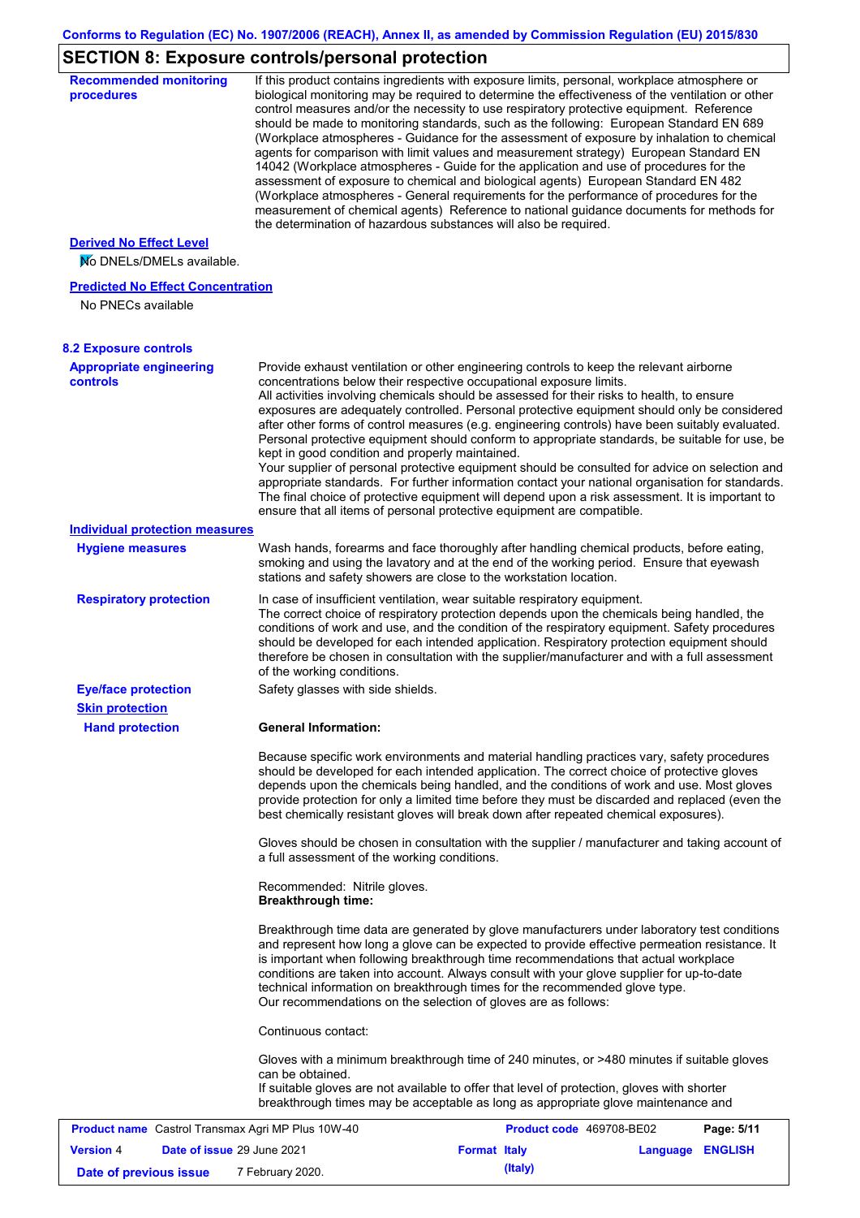## SECTION 8: Exposure controls/personal protection

**Recommended monitoring procedures**

If this product contains ingredients with exposure limits, personal, workplace atmosphere or biological monitoring may be required to determine the effectiveness of the ventilation or other control measures and/or the necessity to use respiratory protective equipment. Reference should be made to monitoring standards, such as the following: European Standard EN 689 (Workplace atmospheres - Guidance for the assessment of exposure by inhalation to chemical agents for comparison with limit values and measurement strategy) European Standard EN 14042 (Workplace atmospheres - Guide for the application and use of procedures for the assessment of exposure to chemical and biological agents) European Standard EN 482 (Workplace atmospheres - General requirements for the performance of procedures for the measurement of chemical agents) Reference to national guidance documents for methods for the determination of hazardous substances will also be required.

**Derived No Effect Level**

No DNELs/DMELs available.

**Predicted No Effect Concentration**

No PNECs available

### 8.2 Exposure controls

**Appropriate engineering controls**

Provide exhaust ventilation or other engineering controls to keep the relevant airborne concentrations below their respective occupational exposure limits.
All activities involving chemicals should be assessed for their risks to health, to ensure exposures are adequately controlled. Personal protective equipment should only be considered after other forms of control measures (e.g. engineering controls) have been suitably evaluated. Personal protective equipment should conform to appropriate standards, be suitable for use, be kept in good condition and properly maintained.
Your supplier of personal protective equipment should be consulted for advice on selection and appropriate standards. For further information contact your national organisation for standards. The final choice of protective equipment will depend upon a risk assessment. It is important to ensure that all items of personal protective equipment are compatible.

**Individual protection measures**

**Hygiene measures**

Wash hands, forearms and face thoroughly after handling chemical products, before eating, smoking and using the lavatory and at the end of the working period. Ensure that eyewash stations and safety showers are close to the workstation location.

**Respiratory protection**

In case of insufficient ventilation, wear suitable respiratory equipment.
The correct choice of respiratory protection depends upon the chemicals being handled, the conditions of work and use, and the condition of the respiratory equipment. Safety procedures should be developed for each intended application. Respiratory protection equipment should therefore be chosen in consultation with the supplier/manufacturer and with a full assessment of the working conditions.

**Eye/face protection**

Safety glasses with side shields.

**Skin protection**

**Hand protection**

**General Information:**

Because specific work environments and material handling practices vary, safety procedures should be developed for each intended application. The correct choice of protective gloves depends upon the chemicals being handled, and the conditions of work and use. Most gloves provide protection for only a limited time before they must be discarded and replaced (even the best chemically resistant gloves will break down after repeated chemical exposures).

Gloves should be chosen in consultation with the supplier / manufacturer and taking account of a full assessment of the working conditions.

Recommended: Nitrile gloves.
**Breakthrough time:**

Breakthrough time data are generated by glove manufacturers under laboratory test conditions and represent how long a glove can be expected to provide effective permeation resistance. It is important when following breakthrough time recommendations that actual workplace conditions are taken into account. Always consult with your glove supplier for up-to-date technical information on breakthrough times for the recommended glove type.
Our recommendations on the selection of gloves are as follows:

Continuous contact:

Gloves with a minimum breakthrough time of 240 minutes, or >480 minutes if suitable gloves can be obtained.
If suitable gloves are not available to offer that level of protection, gloves with shorter breakthrough times may be acceptable as long as appropriate glove maintenance and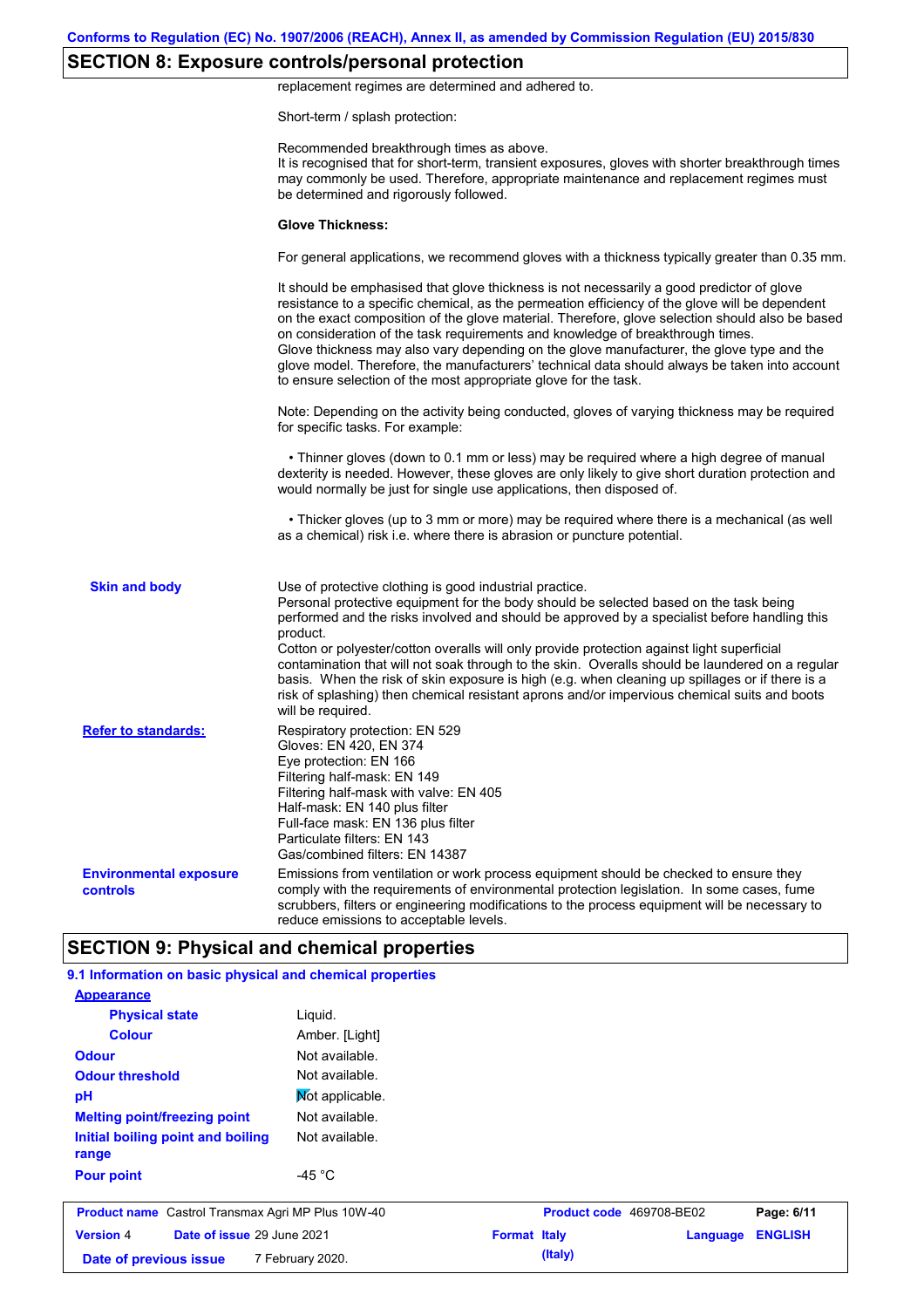## SECTION 8: Exposure controls/personal protection

replacement regimes are determined and adhered to.

Short-term / splash protection:

Recommended breakthrough times as above.
It is recognised that for short-term, transient exposures, gloves with shorter breakthrough times may commonly be used. Therefore, appropriate maintenance and replacement regimes must be determined and rigorously followed.

**Glove Thickness:**

For general applications, we recommend gloves with a thickness typically greater than 0.35 mm.

It should be emphasised that glove thickness is not necessarily a good predictor of glove resistance to a specific chemical, as the permeation efficiency of the glove will be dependent on the exact composition of the glove material. Therefore, glove selection should also be based on consideration of the task requirements and knowledge of breakthrough times.
Glove thickness may also vary depending on the glove manufacturer, the glove type and the glove model. Therefore, the manufacturers' technical data should always be taken into account to ensure selection of the most appropriate glove for the task.

Note: Depending on the activity being conducted, gloves of varying thickness may be required for specific tasks. For example:

• Thinner gloves (down to 0.1 mm or less) may be required where a high degree of manual dexterity is needed. However, these gloves are only likely to give short duration protection and would normally be just for single use applications, then disposed of.

• Thicker gloves (up to 3 mm or more) may be required where there is a mechanical (as well as a chemical) risk i.e. where there is abrasion or puncture potential.

**Skin and body**

Use of protective clothing is good industrial practice.
Personal protective equipment for the body should be selected based on the task being performed and the risks involved and should be approved by a specialist before handling this product.
Cotton or polyester/cotton overalls will only provide protection against light superficial contamination that will not soak through to the skin. Overalls should be laundered on a regular basis. When the risk of skin exposure is high (e.g. when cleaning up spillages or if there is a risk of splashing) then chemical resistant aprons and/or impervious chemical suits and boots will be required.

**Refer to standards:**

Respiratory protection: EN 529
Gloves: EN 420, EN 374
Eye protection: EN 166
Filtering half-mask: EN 149
Filtering half-mask with valve: EN 405
Half-mask: EN 140 plus filter
Full-face mask: EN 136 plus filter
Particulate filters: EN 143
Gas/combined filters: EN 14387

**Environmental exposure controls**

Emissions from ventilation or work process equipment should be checked to ensure they comply with the requirements of environmental protection legislation. In some cases, fume scrubbers, filters or engineering modifications to the process equipment will be necessary to reduce emissions to acceptable levels.

## SECTION 9: Physical and chemical properties

### 9.1 Information on basic physical and chemical properties

**Appearance**

| | |
|---|---|
| **Physical state** | Liquid. |
| **Colour** | Amber. [Light] |
| **Odour** | Not available. |
| **Odour threshold** | Not available. |
| **pH** | Not applicable. |
| **Melting point/freezing point** | Not available. |
| **Initial boiling point and boiling range** | Not available. |
| **Pour point** | -45 °C |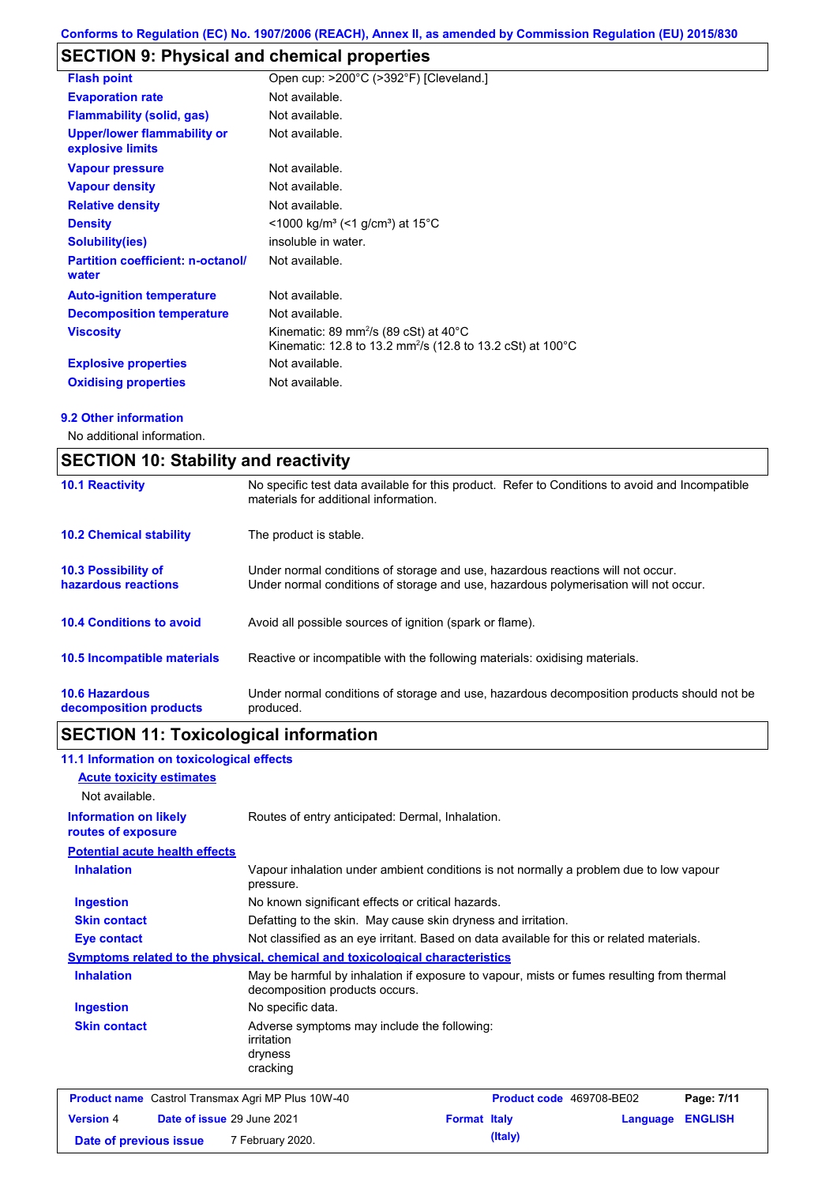Conforms to Regulation (EC) No. 1907/2006 (REACH), Annex II, as amended by Commission Regulation (EU) 2015/830

## SECTION 9: Physical and chemical properties

| | |
|---|---|
| **Flash point** | Open cup: >200°C (>392°F) [Cleveland.] |
| **Evaporation rate** | Not available. |
| **Flammability (solid, gas)** | Not available. |
| **Upper/lower flammability or explosive limits** | Not available. |
| **Vapour pressure** | Not available. |
| **Vapour density** | Not available. |
| **Relative density** | Not available. |
| **Density** | <1000 kg/m³ (<1 g/cm³) at 15°C |
| **Solubility(ies)** | insoluble in water. |
| **Partition coefficient: n-octanol/ water** | Not available. |
| **Auto-ignition temperature** | Not available. |
| **Decomposition temperature** | Not available. |
| **Viscosity** | Kinematic: 89 mm²/s (89 cSt) at 40°C<br>Kinematic: 12.8 to 13.2 mm²/s (12.8 to 13.2 cSt) at 100°C |
| **Explosive properties** | Not available. |
| **Oxidising properties** | Not available. |

### 9.2 Other information

No additional information.

## SECTION 10: Stability and reactivity

| | |
|---|---|
| **10.1 Reactivity** | No specific test data available for this product. Refer to Conditions to avoid and Incompatible materials for additional information. |
| **10.2 Chemical stability** | The product is stable. |
| **10.3 Possibility of hazardous reactions** | Under normal conditions of storage and use, hazardous reactions will not occur.<br>Under normal conditions of storage and use, hazardous polymerisation will not occur. |
| **10.4 Conditions to avoid** | Avoid all possible sources of ignition (spark or flame). |
| **10.5 Incompatible materials** | Reactive or incompatible with the following materials: oxidising materials. |
| **10.6 Hazardous decomposition products** | Under normal conditions of storage and use, hazardous decomposition products should not be produced. |

## SECTION 11: Toxicological information

### 11.1 Information on toxicological effects

**Acute toxicity estimates**

Not available.

| | |
|---|---|
| **Information on likely routes of exposure** | Routes of entry anticipated: Dermal, Inhalation. |

**Potential acute health effects**

| | |
|---|---|
| **Inhalation** | Vapour inhalation under ambient conditions is not normally a problem due to low vapour pressure. |
| **Ingestion** | No known significant effects or critical hazards. |
| **Skin contact** | Defatting to the skin. May cause skin dryness and irritation. |
| **Eye contact** | Not classified as an eye irritant. Based on data available for this or related materials. |

**Symptoms related to the physical, chemical and toxicological characteristics**

| | |
|---|---|
| **Inhalation** | May be harmful by inhalation if exposure to vapour, mists or fumes resulting from thermal decomposition products occurs. |
| **Ingestion** | No specific data. |
| **Skin contact** | Adverse symptoms may include the following:<br>irritation<br>dryness<br>cracking |

| | | | |
|---|---|---|---|
| **Product name** Castrol Transmax Agri MP Plus 10W-40 | | **Product code** 469708-BE02 | **Page:** 7/11 |
| **Version** 4 | **Date of issue** 29 June 2021 | **Format** Italy (Italy) | **Language** ENGLISH |
| **Date of previous issue** | 7 February 2020. | | |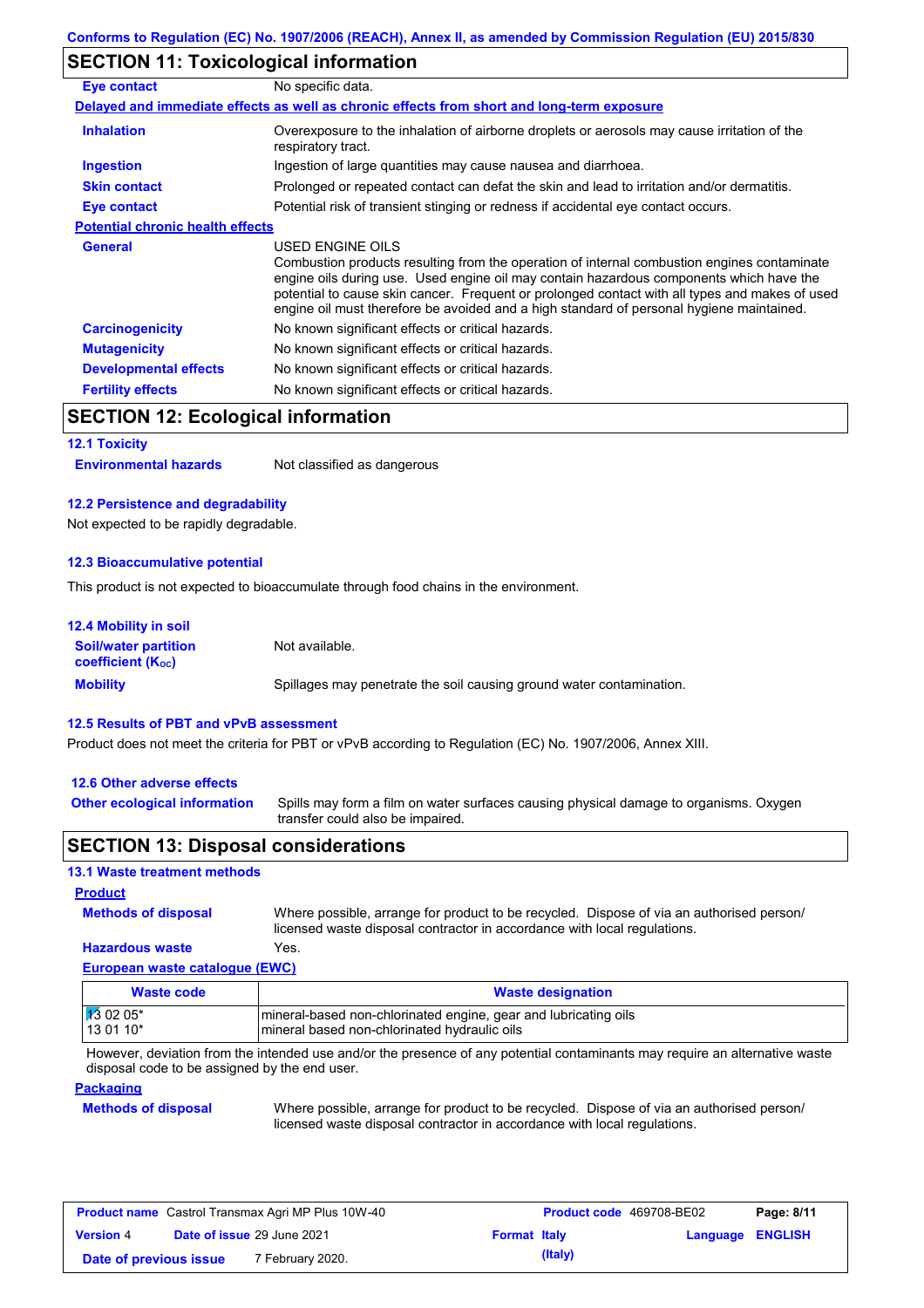## SECTION 11: Toxicological information

| | |
|---|---|
| **Eye contact** | No specific data. |

**Delayed and immediate effects as well as chronic effects from short and long-term exposure**

| | |
|---|---|
| **Inhalation** | Overexposure to the inhalation of airborne droplets or aerosols may cause irritation of the respiratory tract. |
| **Ingestion** | Ingestion of large quantities may cause nausea and diarrhoea. |
| **Skin contact** | Prolonged or repeated contact can defat the skin and lead to irritation and/or dermatitis. |
| **Eye contact** | Potential risk of transient stinging or redness if accidental eye contact occurs. |

**Potential chronic health effects**

| | |
|---|---|
| **General** | USED ENGINE OILS<br>Combustion products resulting from the operation of internal combustion engines contaminate engine oils during use. Used engine oil may contain hazardous components which have the potential to cause skin cancer. Frequent or prolonged contact with all types and makes of used engine oil must therefore be avoided and a high standard of personal hygiene maintained. |
| **Carcinogenicity** | No known significant effects or critical hazards. |
| **Mutagenicity** | No known significant effects or critical hazards. |
| **Developmental effects** | No known significant effects or critical hazards. |
| **Fertility effects** | No known significant effects or critical hazards. |

## SECTION 12: Ecological information

### 12.1 Toxicity

| | |
|---|---|
| **Environmental hazards** | Not classified as dangerous |

### 12.2 Persistence and degradability

Not expected to be rapidly degradable.

### 12.3 Bioaccumulative potential

This product is not expected to bioaccumulate through food chains in the environment.

### 12.4 Mobility in soil

| | |
|---|---|
| **Soil/water partition coefficient ($K_{OC}$)** | Not available. |
| **Mobility** | Spillages may penetrate the soil causing ground water contamination. |

### 12.5 Results of PBT and vPvB assessment

Product does not meet the criteria for PBT or vPvB according to Regulation (EC) No. 1907/2006, Annex XIII.

### 12.6 Other adverse effects

| | |
|---|---|
| **Other ecological information** | Spills may form a film on water surfaces causing physical damage to organisms. Oxygen transfer could also be impaired. |

## SECTION 13: Disposal considerations

### 13.1 Waste treatment methods

**Product**

| | |
|---|---|
| **Methods of disposal** | Where possible, arrange for product to be recycled. Dispose of via an authorised person/ licensed waste disposal contractor in accordance with local regulations. |
| **Hazardous waste** | Yes. |

**European waste catalogue (EWC)**

| Waste code | Waste designation |
|---|---|
| 13 02 05* | mineral-based non-chlorinated engine, gear and lubricating oils |
| 13 01 10* | mineral based non-chlorinated hydraulic oils |

However, deviation from the intended use and/or the presence of any potential contaminants may require an alternative waste disposal code to be assigned by the end user.

**Packaging**

| | |
|---|---|
| **Methods of disposal** | Where possible, arrange for product to be recycled. Dispose of via an authorised person/ licensed waste disposal contractor in accordance with local regulations. |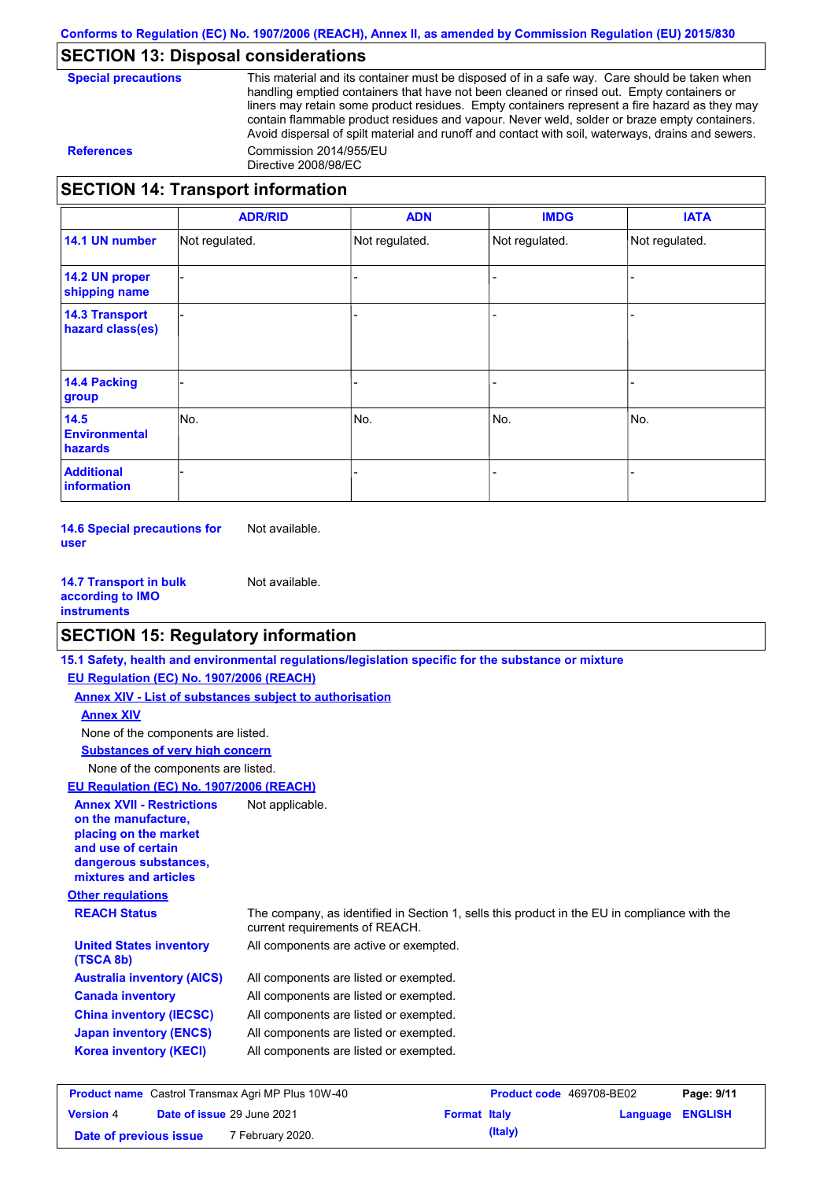## SECTION 13: Disposal considerations

**Special precautions**

This material and its container must be disposed of in a safe way. Care should be taken when handling emptied containers that have not been cleaned or rinsed out. Empty containers or liners may retain some product residues. Empty containers represent a fire hazard as they may contain flammable product residues and vapour. Never weld, solder or braze empty containers. Avoid dispersal of spilt material and runoff and contact with soil, waterways, drains and sewers.

**References**

Commission 2014/955/EU
Directive 2008/98/EC

## SECTION 14: Transport information

| | ADR/RID | ADN | IMDG | IATA |
|---|---|---|---|---|
| **14.1 UN number** | Not regulated. | Not regulated. | Not regulated. | Not regulated. |
| **14.2 UN proper shipping name** | - | - | - | - |
| **14.3 Transport hazard class(es)** | - | - | - | - |
| **14.4 Packing group** | - | - | - | - |
| **14.5 Environmental hazards** | No. | No. | No. | No. |
| **Additional information** | - | - | - | - |

**14.6 Special precautions for user**: Not available.

**14.7 Transport in bulk according to IMO instruments**: Not available.

## SECTION 15: Regulatory information

**15.1 Safety, health and environmental regulations/legislation specific for the substance or mixture**

**EU Regulation (EC) No. 1907/2006 (REACH)**

**Annex XIV - List of substances subject to authorisation**

**Annex XIV**

None of the components are listed.

**Substances of very high concern**

None of the components are listed.

**EU Regulation (EC) No. 1907/2006 (REACH)**

**Annex XVII - Restrictions on the manufacture, placing on the market and use of certain dangerous substances, mixtures and articles**: Not applicable.

**Other regulations**

**REACH Status**: The company, as identified in Section 1, sells this product in the EU in compliance with the current requirements of REACH.

**United States inventory (TSCA 8b)**: All components are active or exempted.

**Australia inventory (AICS)**: All components are listed or exempted.

**Canada inventory**: All components are listed or exempted.

**China inventory (IECSC)**: All components are listed or exempted.

**Japan inventory (ENCS)**: All components are listed or exempted.

**Korea inventory (KECI)**: All components are listed or exempted.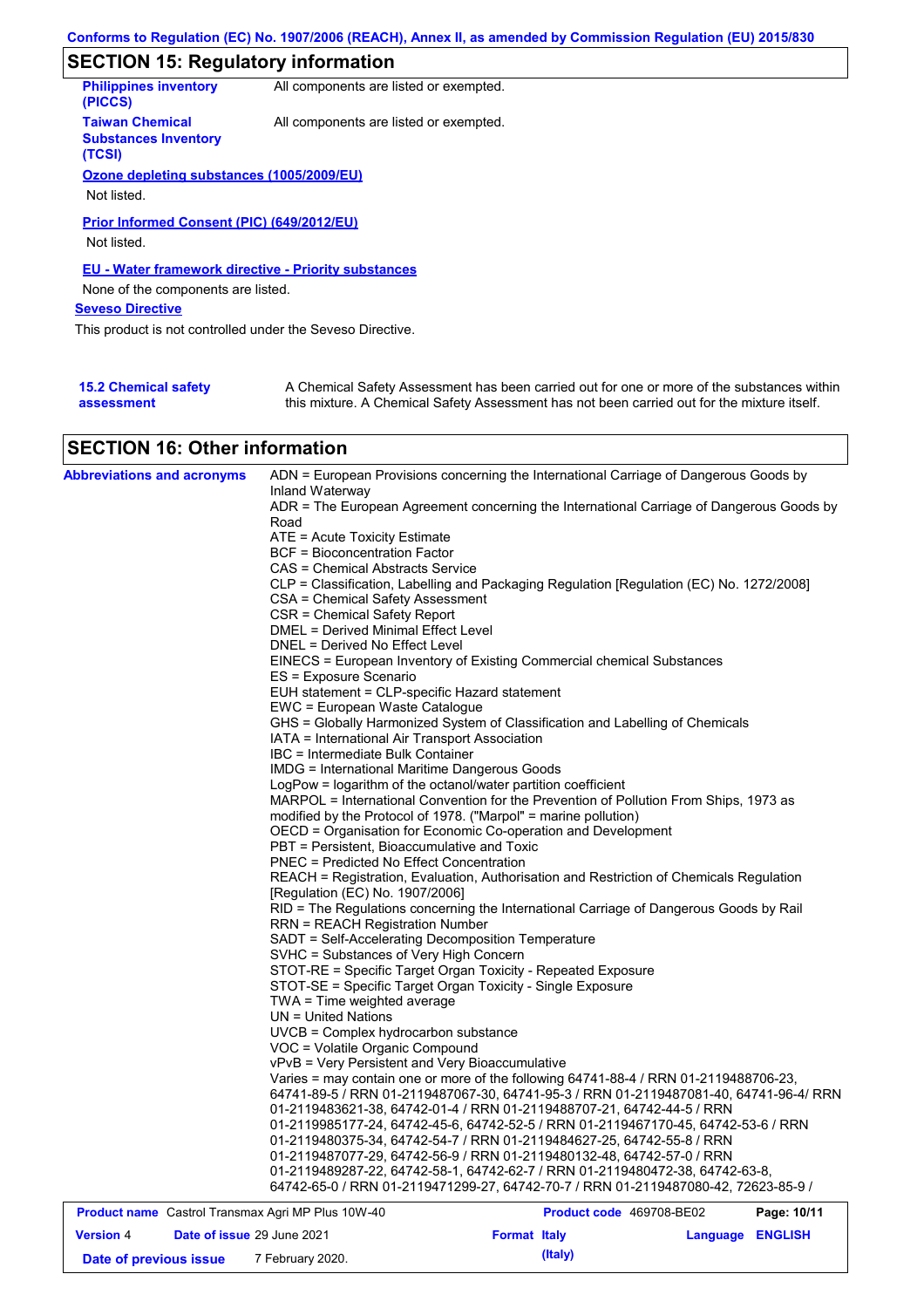## SECTION 15: Regulatory information

| | |
|---|---|
| **Philippines inventory (PICCS)** | All components are listed or exempted. |
| **Taiwan Chemical Substances Inventory (TCSI)** | All components are listed or exempted. |

**Ozone depleting substances (1005/2009/EU)**

Not listed.

**Prior Informed Consent (PIC) (649/2012/EU)**

Not listed.

**EU - Water framework directive - Priority substances**

None of the components are listed.

**Seveso Directive**

This product is not controlled under the Seveso Directive.

**15.2 Chemical safety assessment**

A Chemical Safety Assessment has been carried out for one or more of the substances within this mixture. A Chemical Safety Assessment has not been carried out for the mixture itself.

## SECTION 16: Other information

**Abbreviations and acronyms**

ADN = European Provisions concerning the International Carriage of Dangerous Goods by Inland Waterway
ADR = The European Agreement concerning the International Carriage of Dangerous Goods by Road
ATE = Acute Toxicity Estimate
BCF = Bioconcentration Factor
CAS = Chemical Abstracts Service
CLP = Classification, Labelling and Packaging Regulation [Regulation (EC) No. 1272/2008]
CSA = Chemical Safety Assessment
CSR = Chemical Safety Report
DMEL = Derived Minimal Effect Level
DNEL = Derived No Effect Level
EINECS = European Inventory of Existing Commercial chemical Substances
ES = Exposure Scenario
EUH statement = CLP-specific Hazard statement
EWC = European Waste Catalogue
GHS = Globally Harmonized System of Classification and Labelling of Chemicals
IATA = International Air Transport Association
IBC = Intermediate Bulk Container
IMDG = International Maritime Dangerous Goods
LogPow = logarithm of the octanol/water partition coefficient
MARPOL = International Convention for the Prevention of Pollution From Ships, 1973 as modified by the Protocol of 1978. ("Marpol" = marine pollution)
OECD = Organisation for Economic Co-operation and Development
PBT = Persistent, Bioaccumulative and Toxic
PNEC = Predicted No Effect Concentration
REACH = Registration, Evaluation, Authorisation and Restriction of Chemicals Regulation [Regulation (EC) No. 1907/2006]
RID = The Regulations concerning the International Carriage of Dangerous Goods by Rail
RRN = REACH Registration Number
SADT = Self-Accelerating Decomposition Temperature
SVHC = Substances of Very High Concern
STOT-RE = Specific Target Organ Toxicity - Repeated Exposure
STOT-SE = Specific Target Organ Toxicity - Single Exposure
TWA = Time weighted average
UN = United Nations
UVCB = Complex hydrocarbon substance
VOC = Volatile Organic Compound
vPvB = Very Persistent and Very Bioaccumulative
Varies = may contain one or more of the following 64741-88-4 / RRN 01-2119488706-23, 64741-89-5 / RRN 01-2119487067-30, 64741-95-3 / RRN 01-2119487081-40, 64741-96-4/ RRN 01-2119483621-38, 64742-01-4 / RRN 01-2119488707-21, 64742-44-5 / RRN 01-2119985177-24, 64742-45-6, 64742-52-5 / RRN 01-2119467170-45, 64742-53-6 / RRN 01-2119480375-34, 64742-54-7 / RRN 01-2119484627-25, 64742-55-8 / RRN 01-2119487077-29, 64742-56-9 / RRN 01-2119480132-48, 64742-57-0 / RRN 01-2119489287-22, 64742-58-1, 64742-62-7 / RRN 01-2119480472-38, 64742-63-8, 64742-65-0 / RRN 01-2119471299-27, 64742-70-7 / RRN 01-2119487080-42, 72623-85-9 /

| | | | |
|---|---|---|---|
| **Product name** Castrol Transmax Agri MP Plus 10W-40 | | **Product code** 469708-BE02 | |
| **Version** 4 | **Date of issue** 29 June 2021 | **Format** Italy (Italy) | **Language** ENGLISH |
| **Date of previous issue** | 7 February 2020. | | |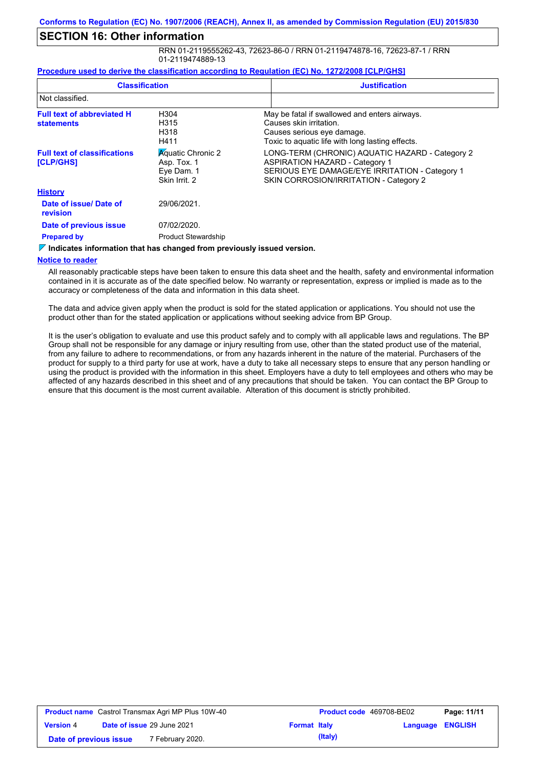Conforms to Regulation (EC) No. 1907/2006 (REACH), Annex II, as amended by Commission Regulation (EU) 2015/830

## SECTION 16: Other information

RRN 01-2119555262-43, 72623-86-0 / RRN 01-2119474878-16, 72623-87-1 / RRN 01-2119474889-13

**Procedure used to derive the classification according to Regulation (EC) No. 1272/2008 [CLP/GHS]**

| Classification | Justification |
|---|---|
| Not classified. | |

| | | |
|---|---|---|
| **Full text of abbreviated H statements** | H304<br>H315<br>H318<br>H411 | May be fatal if swallowed and enters airways.<br>Causes skin irritation.<br>Causes serious eye damage.<br>Toxic to aquatic life with long lasting effects. |
| **Full text of classifications [CLP/GHS]** | Aquatic Chronic 2<br>Asp. Tox. 1<br>Eye Dam. 1<br>Skin Irrit. 2 | LONG-TERM (CHRONIC) AQUATIC HAZARD - Category 2<br>ASPIRATION HAZARD - Category 1<br>SERIOUS EYE DAMAGE/EYE IRRITATION - Category 1<br>SKIN CORROSION/IRRITATION - Category 2 |

**History**

| | |
|---|---|
| **Date of issue/ Date of revision** | 29/06/2021. |
| **Date of previous issue** | 07/02/2020. |
| **Prepared by** | Product Stewardship |

**Indicates information that has changed from previously issued version.**

**Notice to reader**

All reasonably practicable steps have been taken to ensure this data sheet and the health, safety and environmental information contained in it is accurate as of the date specified below. No warranty or representation, express or implied is made as to the accuracy or completeness of the data and information in this data sheet.

The data and advice given apply when the product is sold for the stated application or applications. You should not use the product other than for the stated application or applications without seeking advice from BP Group.

It is the user's obligation to evaluate and use this product safely and to comply with all applicable laws and regulations. The BP Group shall not be responsible for any damage or injury resulting from use, other than the stated product use of the material, from any failure to adhere to recommendations, or from any hazards inherent in the nature of the material. Purchasers of the product for supply to a third party for use at work, have a duty to take all necessary steps to ensure that any person handling or using the product is provided with the information in this sheet. Employers have a duty to tell employees and others who may be affected of any hazards described in this sheet and of any precautions that should be taken. You can contact the BP Group to ensure that this document is the most current available. Alteration of this document is strictly prohibited.

| | | | |
|---|---|---|---|
| **Product name** Castrol Transmax Agri MP Plus 10W-40 | | **Product code** 469708-BE02 | |
| **Version** 4 | **Date of issue** 29 June 2021 | **Format Italy (Italy)** | **Language ENGLISH** |
| **Date of previous issue** | 7 February 2020. | | |